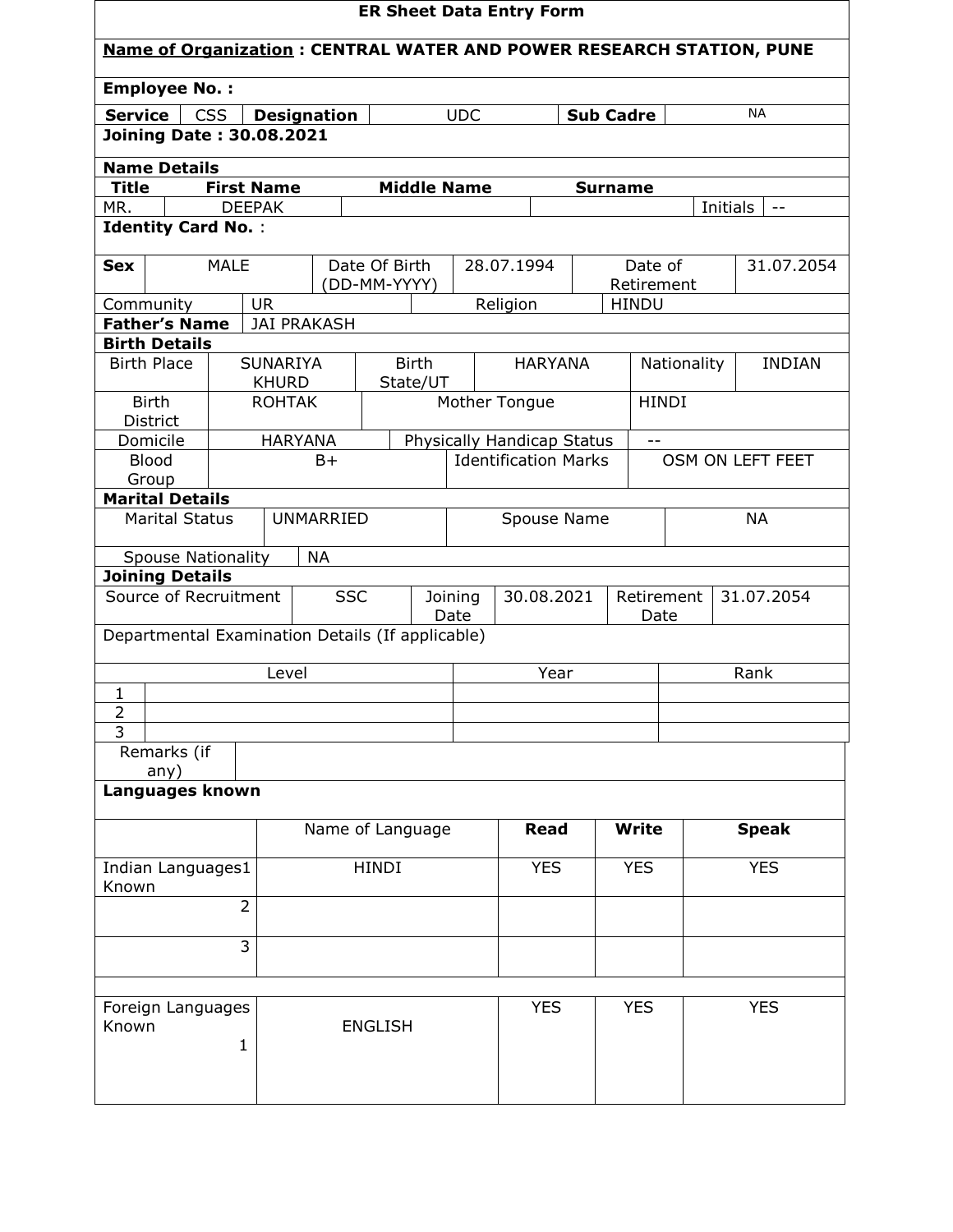# ER Sheet Data Entry Form

**Name of Organization : CENTRAL WATER AND POWER RESEARCH STATION, PUNE**

**Employee No. :**

| **Service** | CSS | **Designation** | UDC | **Sub Cadre** | NA |
|---|---|---|---|---|---|

**Joining Date : 30.08.2021**

**Name Details**

| **Title** | **First Name** | **Middle Name** | **Surname** | | |
|---|---|---|---|---|---|
| MR. | DEEPAK | | | Initials | -- |

**Identity Card No.** :

| **Sex** | MALE | Date Of Birth (DD-MM-YYYY) | 28.07.1994 | Date of Retirement | 31.07.2054 |
|---|---|---|---|---|---|

| Community | UR | Religion | HINDU |
|---|---|---|---|
| **Father's Name** | JAI PRAKASH | | |

**Birth Details**

| Birth Place | SUNARIYA KHURD | Birth State/UT | HARYANA | Nationality | INDIAN |
|---|---|---|---|---|---|
| Birth District | ROHTAK | Mother Tongue | HINDI | | |
| Domicile | HARYANA | Physically Handicap Status | -- | | |
| Blood Group | B+ | Identification Marks | OSM ON LEFT FEET | | |

**Marital Details**

| Marital Status | UNMARRIED | Spouse Name | NA |
|---|---|---|---|
| Spouse Nationality | NA | | |

**Joining Details**

| Source of Recruitment | SSC | Joining Date | 30.08.2021 | Retirement Date | 31.07.2054 |
|---|---|---|---|---|---|

Departmental Examination Details (If applicable)

| | Level | Year | Rank |
|---|---|---|---|
| 1 | | | |
| 2 | | | |
| 3 | | | |

| Remarks (if any) | |
|---|---|

**Languages known**

| | Name of Language | **Read** | **Write** | **Speak** |
|---|---|---|---|---|
| Indian Languages Known 1 | HINDI | YES | YES | YES |
| 2 | | | | |
| 3 | | | | |
| | | | | |
| Foreign Languages Known 1 | ENGLISH | YES | YES | YES |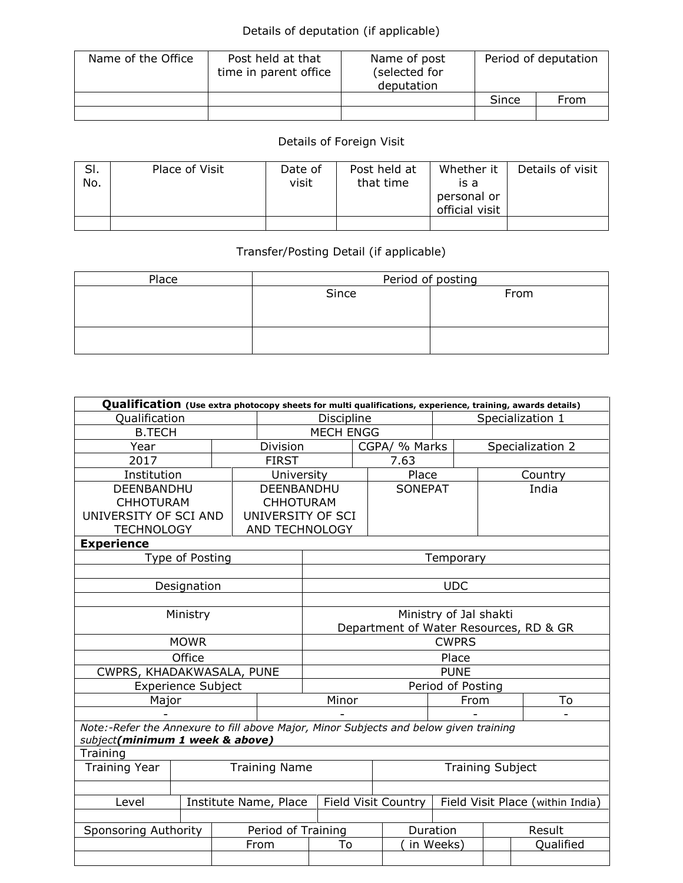Details of deputation (if applicable)

| Name of the Office | Post held at that time in parent office | Name of post (selected for deputation | Period of deputation | |
|---|---|---|---|---|
| | | | Since | From |
| | | | | |

Details of Foreign Visit

| Sl. No. | Place of Visit | Date of visit | Post held at that time | Whether it is a personal or official visit | Details of visit |
|---|---|---|---|---|---|
| | | | | | |

Transfer/Posting Detail (if applicable)

| Place | Period of posting | |
|---|---|---|
| | Since | From |
| | | |

| **Qualification** (Use extra photocopy sheets for multi qualifications, experience, training, awards details) | | | |
|---|---|---|---|
| Qualification | Discipline | Specialization 1 | |
| B.TECH | MECH ENGG | | |
| Year | Division | CGPA/ % Marks | Specialization 2 |
| 2017 | FIRST | 7.63 | |
| Institution | University | Place | Country |
| DEENBANDHU CHHOTURAM UNIVERSITY OF SCI AND TECHNOLOGY | DEENBANDHU CHHOTURAM UNIVERSITY OF SCI AND TECHNOLOGY | SONEPAT | India |

| **Experience** | |
|---|---|
| Type of Posting | Temporary |
| | |
| Designation | UDC |
| | |
| Ministry | Ministry of Jal shakti Department of Water Resources, RD & GR |
| MOWR | CWPRS |
| Office | Place |
| CWPRS, KHADAKWASALA, PUNE | PUNE |

| Experience Subject | | Period of Posting | |
|---|---|---|---|
| Major | Minor | From | To |
| - | - | - | - |

*Note:-Refer the Annexure to fill above Major, Minor Subjects and below given training subject**(minimum 1 week & above)***

Training

| Training Year | Training Name | Training Subject |
|---|---|---|
| | | |

| Level | Institute Name, Place | Field Visit Country | Field Visit Place (within India) |
|---|---|---|---|
| | | | |

| Sponsoring Authority | Period of Training | | Duration | Result | |
|---|---|---|---|---|---|
| | From | To | ( in Weeks) | | Qualified |
| | | | | | |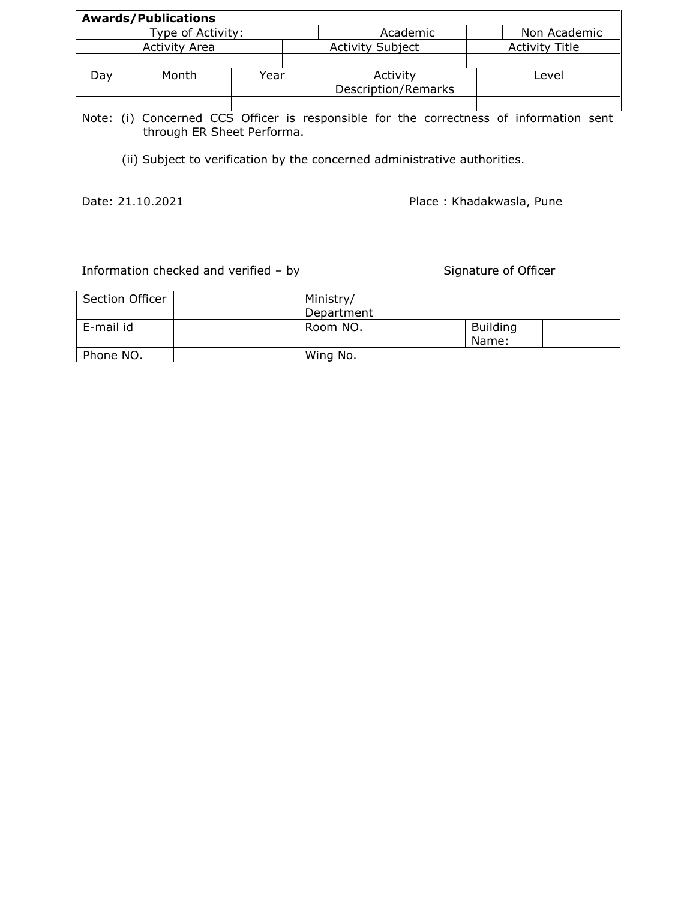| **Awards/Publications** | | | | | |
|---|---|---|---|---|---|
| Type of Activity: | | | Academic | | Non Academic |
| Activity Area | | Activity Subject | | Activity Title | |
| | | | | | |
| Day | Month | Year | Activity Description/Remarks | Level | |
| | | | | | |

Note: (i) Concerned CCS Officer is responsible for the correctness of information sent through ER Sheet Performa.

(ii) Subject to verification by the concerned administrative authorities.

Date: 21.10.2021

Place : Khadakwasla, Pune

Information checked and verified – by

Signature of Officer

| | | | | | |
|---|---|---|---|---|---|
| Section Officer | | Ministry/ Department | | | |
| E-mail id | | Room NO. | | Building Name: | |
| Phone NO. | | Wing No. | | | |